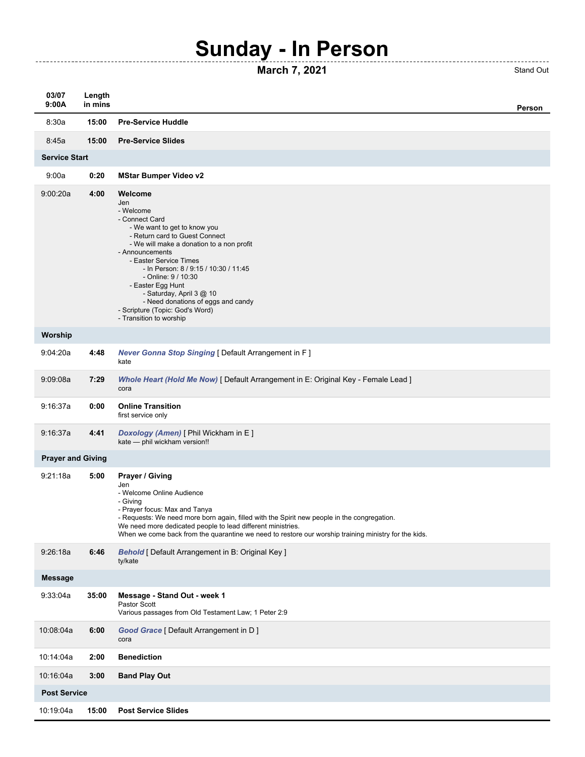# Sunday - In Person

**March 7, 2021**

Stand Out

| 03/07 9:00A | Length in mins | | Person |
|---|---|---|---|
| 8:30a | **15:00** | **Pre-Service Huddle** | |
| 8:45a | **15:00** | **Pre-Service Slides** | |
| **Service Start** | | | |
| 9:00a | **0:20** | **MStar Bumper Video v2** | |
| 9:00:20a | **4:00** | **Welcome**<br>Jen<br>- Welcome<br>- Connect Card<br>&nbsp;&nbsp;&nbsp;&nbsp;- We want to get to know you<br>&nbsp;&nbsp;&nbsp;&nbsp;- Return card to Guest Connect<br>&nbsp;&nbsp;&nbsp;&nbsp;- We will make a donation to a non profit<br>- Announcements<br>&nbsp;&nbsp;&nbsp;&nbsp;- Easter Service Times<br>&nbsp;&nbsp;&nbsp;&nbsp;&nbsp;&nbsp;&nbsp;&nbsp;- In Person: 8 / 9:15 / 10:30 / 11:45<br>&nbsp;&nbsp;&nbsp;&nbsp;&nbsp;&nbsp;&nbsp;&nbsp;- Online: 9 / 10:30<br>&nbsp;&nbsp;&nbsp;&nbsp;- Easter Egg Hunt<br>&nbsp;&nbsp;&nbsp;&nbsp;&nbsp;&nbsp;&nbsp;&nbsp;- Saturday, April 3 @ 10<br>&nbsp;&nbsp;&nbsp;&nbsp;&nbsp;&nbsp;&nbsp;&nbsp;- Need donations of eggs and candy<br>- Scripture (Topic: God's Word)<br>- Transition to worship | |
| **Worship** | | | |
| 9:04:20a | **4:48** | ***Never Gonna Stop Singing*** [ Default Arrangement in F ]<br>kate | |
| 9:09:08a | **7:29** | ***Whole Heart (Hold Me Now)*** [ Default Arrangement in E: Original Key - Female Lead ]<br>cora | |
| 9:16:37a | **0:00** | **Online Transition**<br>first service only | |
| 9:16:37a | **4:41** | ***Doxology (Amen)*** [ Phil Wickham in E ]<br>kate — phil wickham version!! | |
| **Prayer and Giving** | | | |
| 9:21:18a | **5:00** | **Prayer / Giving**<br>Jen<br>- Welcome Online Audience<br>- Giving<br>- Prayer focus: Max and Tanya<br>- Requests: We need more born again, filled with the Spirit new people in the congregation.<br>We need more dedicated people to lead different ministries.<br>When we come back from the quarantine we need to restore our worship training ministry for the kids. | |
| 9:26:18a | **6:46** | ***Behold*** [ Default Arrangement in B: Original Key ]<br>ty/kate | |
| **Message** | | | |
| 9:33:04a | **35:00** | **Message - Stand Out - week 1**<br>Pastor Scott<br>Various passages from Old Testament Law; 1 Peter 2:9 | |
| 10:08:04a | **6:00** | ***Good Grace*** [ Default Arrangement in D ]<br>cora | |
| 10:14:04a | **2:00** | **Benediction** | |
| 10:16:04a | **3:00** | **Band Play Out** | |
| **Post Service** | | | |
| 10:19:04a | **15:00** | **Post Service Slides** | |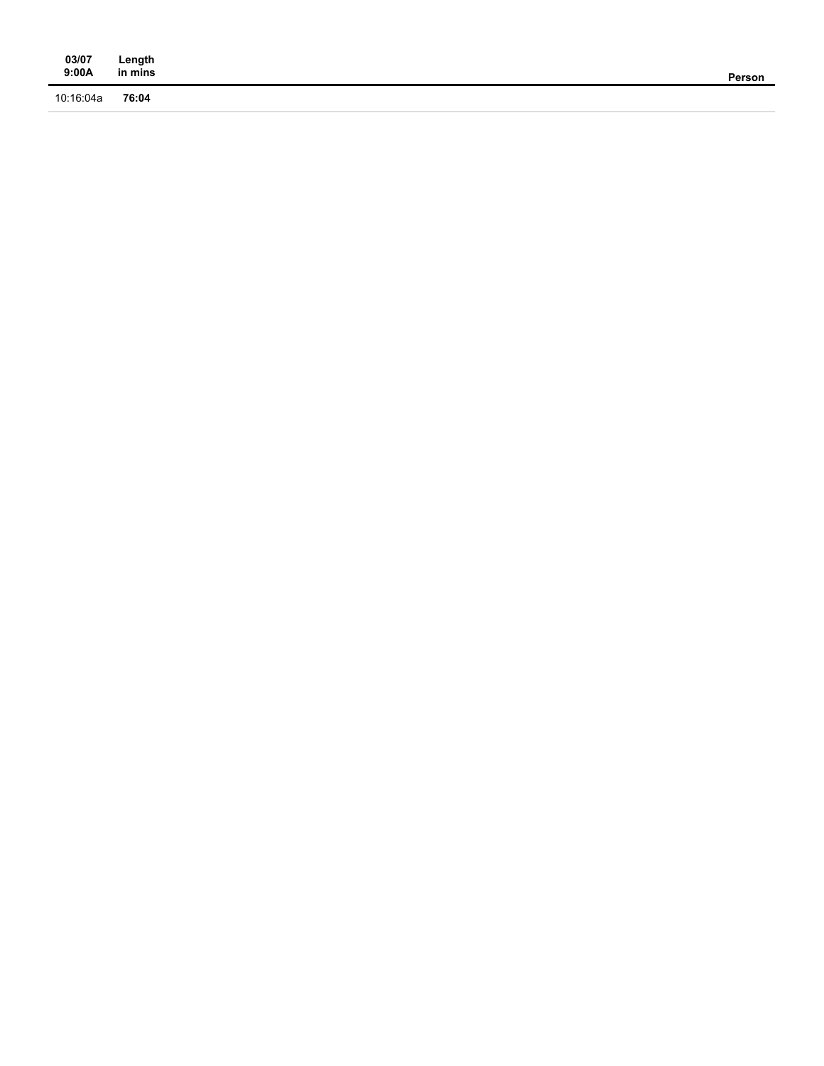| 03/07 9:00A | Length in mins | Person |
|---|---|---|
| 10:16:04a | **76:04** | |